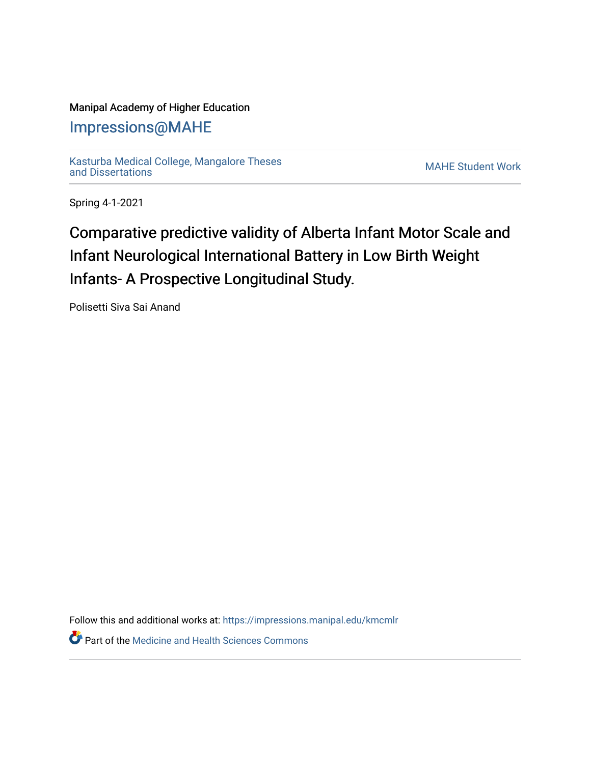Manipal Academy of Higher Education

# Impressions@MAHE

Kasturba Medical College, Mangalore Theses and Dissertations

MAHE Student Work

Spring 4-1-2021

## Comparative predictive validity of Alberta Infant Motor Scale and Infant Neurological International Battery in Low Birth Weight Infants- A Prospective Longitudinal Study.

Polisetti Siva Sai Anand

Follow this and additional works at: https://impressions.manipal.edu/kmcmlr

Part of the Medicine and Health Sciences Commons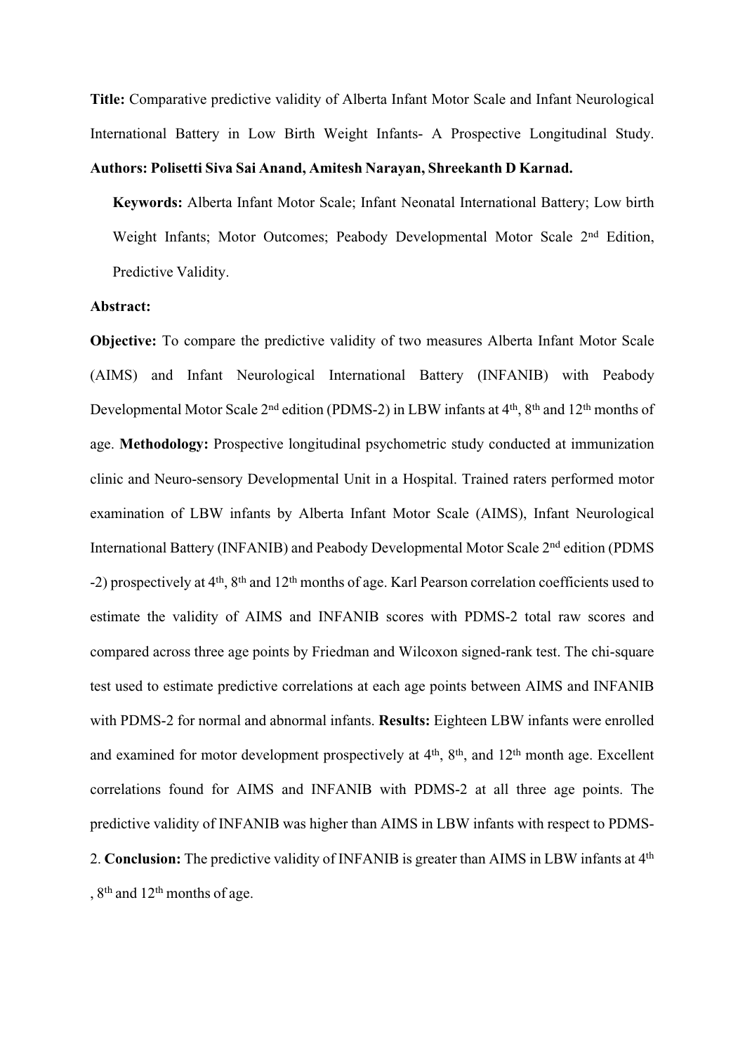**Title:** Comparative predictive validity of Alberta Infant Motor Scale and Infant Neurological International Battery in Low Birth Weight Infants- A Prospective Longitudinal Study.

**Authors: Polisetti Siva Sai Anand, Amitesh Narayan, Shreekanth D Karnad.**

**Keywords:** Alberta Infant Motor Scale; Infant Neonatal International Battery; Low birth Weight Infants; Motor Outcomes; Peabody Developmental Motor Scale 2nd Edition, Predictive Validity.

**Abstract:**

**Objective:** To compare the predictive validity of two measures Alberta Infant Motor Scale (AIMS) and Infant Neurological International Battery (INFANIB) with Peabody Developmental Motor Scale 2nd edition (PDMS-2) in LBW infants at 4th, 8th and 12th months of age. **Methodology:** Prospective longitudinal psychometric study conducted at immunization clinic and Neuro-sensory Developmental Unit in a Hospital. Trained raters performed motor examination of LBW infants by Alberta Infant Motor Scale (AIMS), Infant Neurological International Battery (INFANIB) and Peabody Developmental Motor Scale 2nd edition (PDMS -2) prospectively at 4th, 8th and 12th months of age. Karl Pearson correlation coefficients used to estimate the validity of AIMS and INFANIB scores with PDMS-2 total raw scores and compared across three age points by Friedman and Wilcoxon signed-rank test. The chi-square test used to estimate predictive correlations at each age points between AIMS and INFANIB with PDMS-2 for normal and abnormal infants. **Results:** Eighteen LBW infants were enrolled and examined for motor development prospectively at 4th, 8th, and 12th month age. Excellent correlations found for AIMS and INFANIB with PDMS-2 at all three age points. The predictive validity of INFANIB was higher than AIMS in LBW infants with respect to PDMS-2. **Conclusion:** The predictive validity of INFANIB is greater than AIMS in LBW infants at 4th, 8th and 12th months of age.